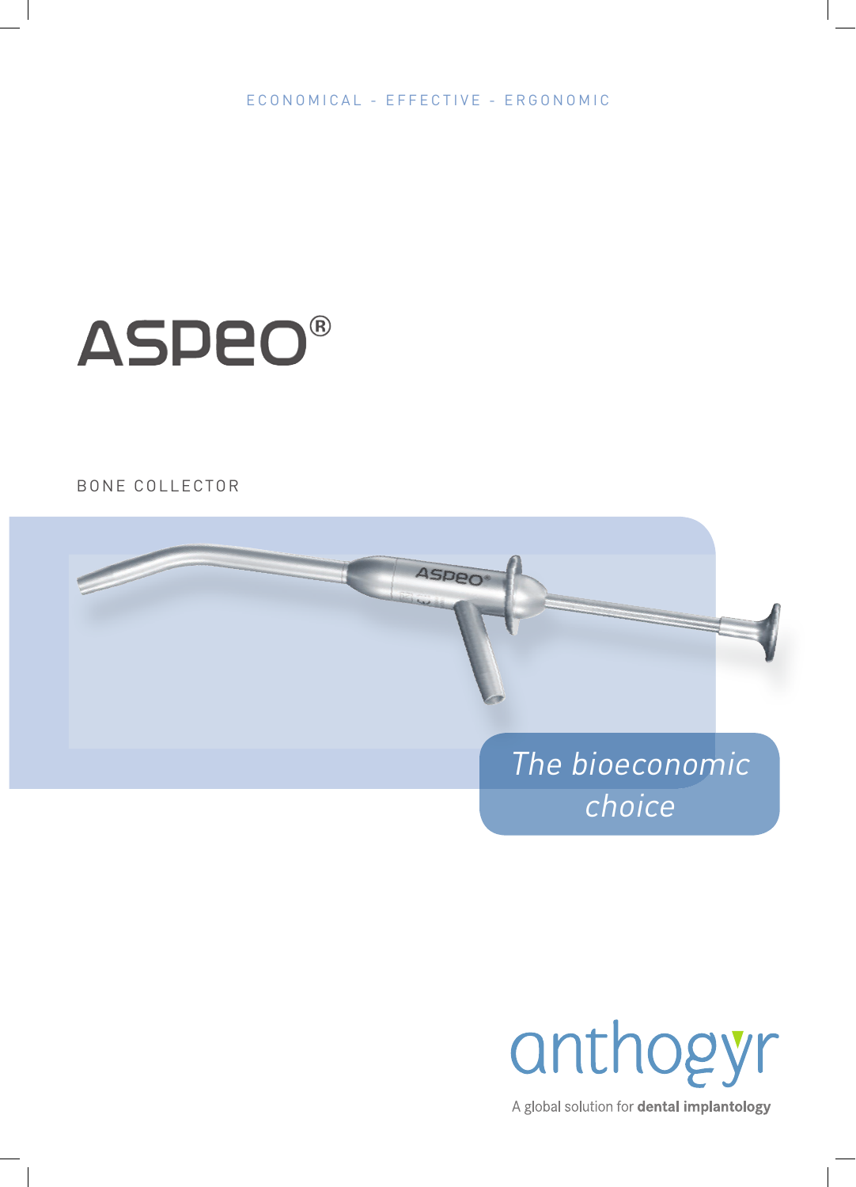ECONOMICAL - EFFECTIVE - ERGONOMIC

# ASPEO®

BONE COLLECTOR

*The bioeconomic choice*

anthogyr

A global solution for **dental implantology**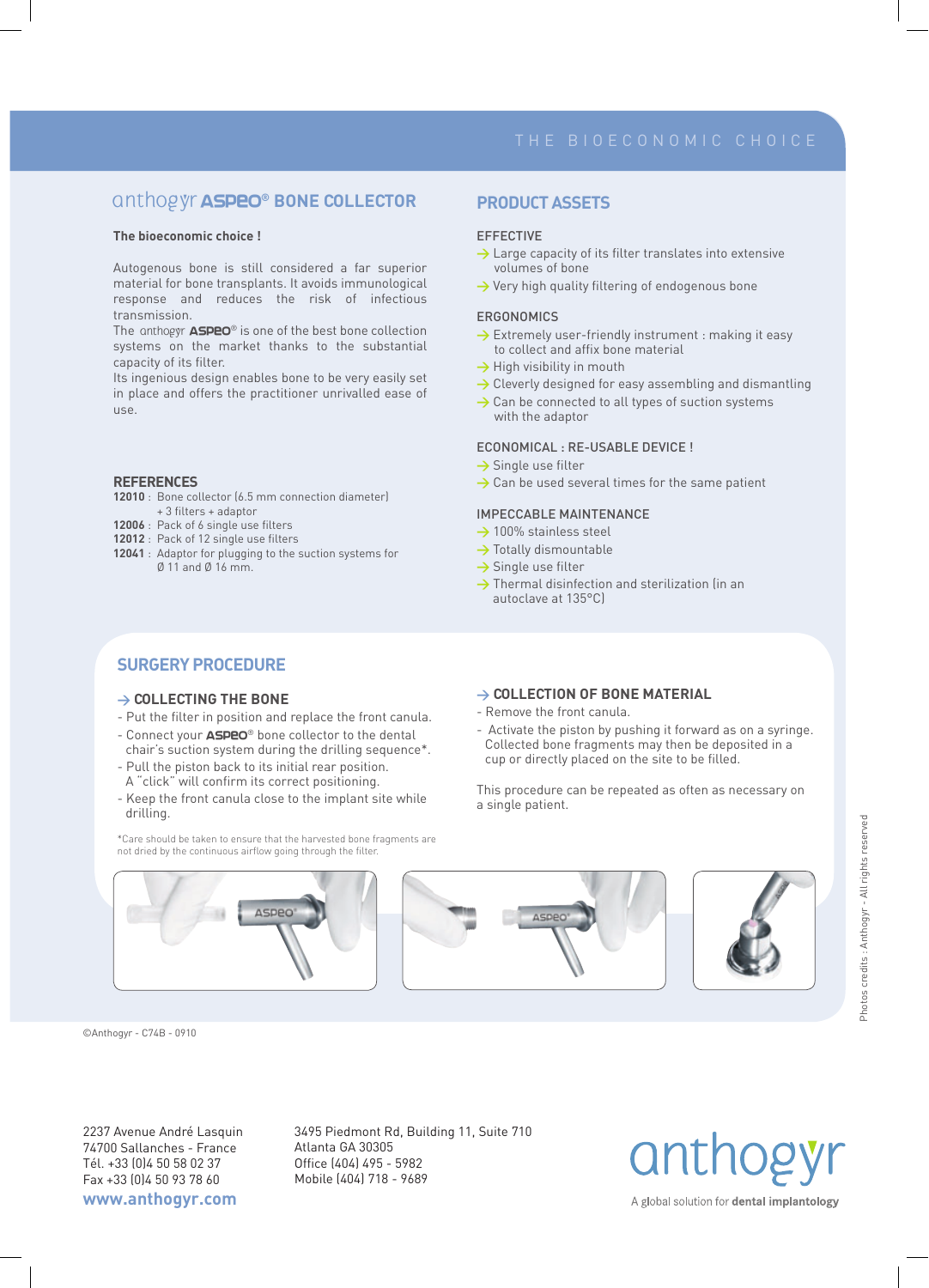THE BIOECONOMIC CHOICE

## anthogyr ASPEO® BONE COLLECTOR

**The bioeconomic choice !**

Autogenous bone is still considered a far superior material for bone transplants. It avoids immunological response and reduces the risk of infectious transmission.
The anthogyr ASPEO® is one of the best bone collection systems on the market thanks to the substantial capacity of its filter.
Its ingenious design enables bone to be very easily set in place and offers the practitioner unrivalled ease of use.

### REFERENCES

**12010** : Bone collector (6.5 mm connection diameter) + 3 filters + adaptor
**12006** : Pack of 6 single use filters
**12012** : Pack of 12 single use filters
**12041** : Adaptor for plugging to the suction systems for Ø 11 and Ø 16 mm.

## PRODUCT ASSETS

### EFFECTIVE

- Large capacity of its filter translates into extensive volumes of bone
- Very high quality filtering of endogenous bone

### ERGONOMICS

- Extremely user-friendly instrument : making it easy to collect and affix bone material
- High visibility in mouth
- Cleverly designed for easy assembling and dismantling
- Can be connected to all types of suction systems with the adaptor

### ECONOMICAL : RE-USABLE DEVICE !

- Single use filter
- Can be used several times for the same patient

### IMPECCABLE MAINTENANCE

- 100% stainless steel
- Totally dismountable
- Single use filter
- Thermal disinfection and sterilization (in an autoclave at 135°C)

## SURGERY PROCEDURE

### COLLECTING THE BONE

- Put the filter in position and replace the front canula.
- Connect your ASPEO® bone collector to the dental chair's suction system during the drilling sequence*.
- Pull the piston back to its initial rear position. A "click" will confirm its correct positioning.
- Keep the front canula close to the implant site while drilling.

*Care should be taken to ensure that the harvested bone fragments are not dried by the continuous airflow going through the filter.

### COLLECTION OF BONE MATERIAL

- Remove the front canula.
- Activate the piston by pushing it forward as on a syringe. Collected bone fragments may then be deposited in a cup or directly placed on the site to be filled.

This procedure can be repeated as often as necessary on a single patient.

Photos credits : Anthogyr - All rights reserved

©Anthogyr - C74B - 0910

2237 Avenue André Lasquin
74700 Sallanches - France
Tél. +33 (0)4 50 58 02 37
Fax +33 (0)4 50 93 78 60
**www.anthogyr.com**

3495 Piedmont Rd, Building 11, Suite 710
Atlanta GA 30305
Office (404) 495 - 5982
Mobile (404) 718 - 9689

anthogyr
A global solution for **dental implantology**